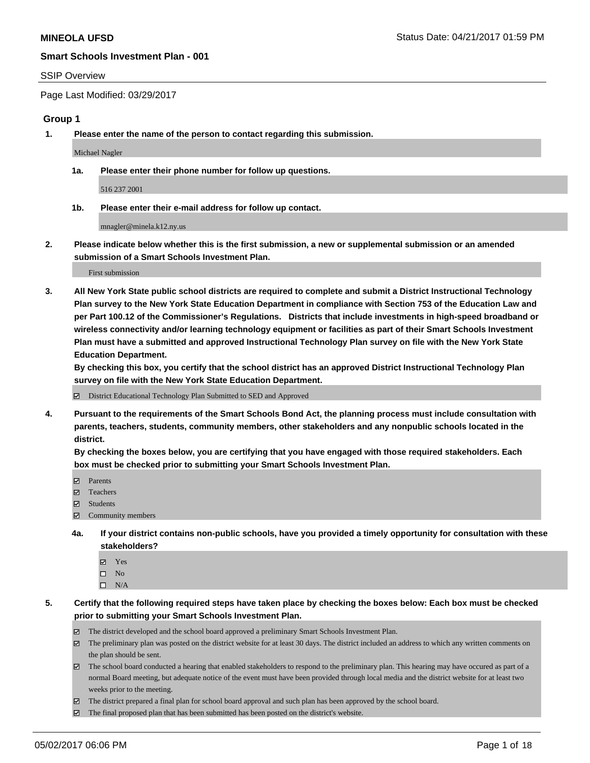**MINEOLA UFSD**

**Smart Schools Investment Plan - 001**

SSIP Overview

Page Last Modified: 03/29/2017

## Group 1

**1. Please enter the name of the person to contact regarding this submission.**

Michael Nagler

**1a. Please enter their phone number for follow up questions.**

516 237 2001

**1b. Please enter their e-mail address for follow up contact.**

mnagler@minela.k12.ny.us

**2. Please indicate below whether this is the first submission, a new or supplemental submission or an amended submission of a Smart Schools Investment Plan.**

First submission

**3. All New York State public school districts are required to complete and submit a District Instructional Technology Plan survey to the New York State Education Department in compliance with Section 753 of the Education Law and per Part 100.12 of the Commissioner's Regulations. Districts that include investments in high-speed broadband or wireless connectivity and/or learning technology equipment or facilities as part of their Smart Schools Investment Plan must have a submitted and approved Instructional Technology Plan survey on file with the New York State Education Department.**
**By checking this box, you certify that the school district has an approved District Instructional Technology Plan survey on file with the New York State Education Department.**

- [x] District Educational Technology Plan Submitted to SED and Approved

**4. Pursuant to the requirements of the Smart Schools Bond Act, the planning process must include consultation with parents, teachers, students, community members, other stakeholders and any nonpublic schools located in the district.**
**By checking the boxes below, you are certifying that you have engaged with those required stakeholders. Each box must be checked prior to submitting your Smart Schools Investment Plan.**

- [x] Parents
- [x] Teachers
- [x] Students
- [x] Community members

**4a. If your district contains non-public schools, have you provided a timely opportunity for consultation with these stakeholders?**

- [x] Yes
- [ ] No
- [ ] N/A

**5. Certify that the following required steps have taken place by checking the boxes below: Each box must be checked prior to submitting your Smart Schools Investment Plan.**

- [x] The district developed and the school board approved a preliminary Smart Schools Investment Plan.
- [x] The preliminary plan was posted on the district website for at least 30 days. The district included an address to which any written comments on the plan should be sent.
- [x] The school board conducted a hearing that enabled stakeholders to respond to the preliminary plan. This hearing may have occured as part of a normal Board meeting, but adequate notice of the event must have been provided through local media and the district website for at least two weeks prior to the meeting.
- [x] The district prepared a final plan for school board approval and such plan has been approved by the school board.
- [x] The final proposed plan that has been submitted has been posted on the district's website.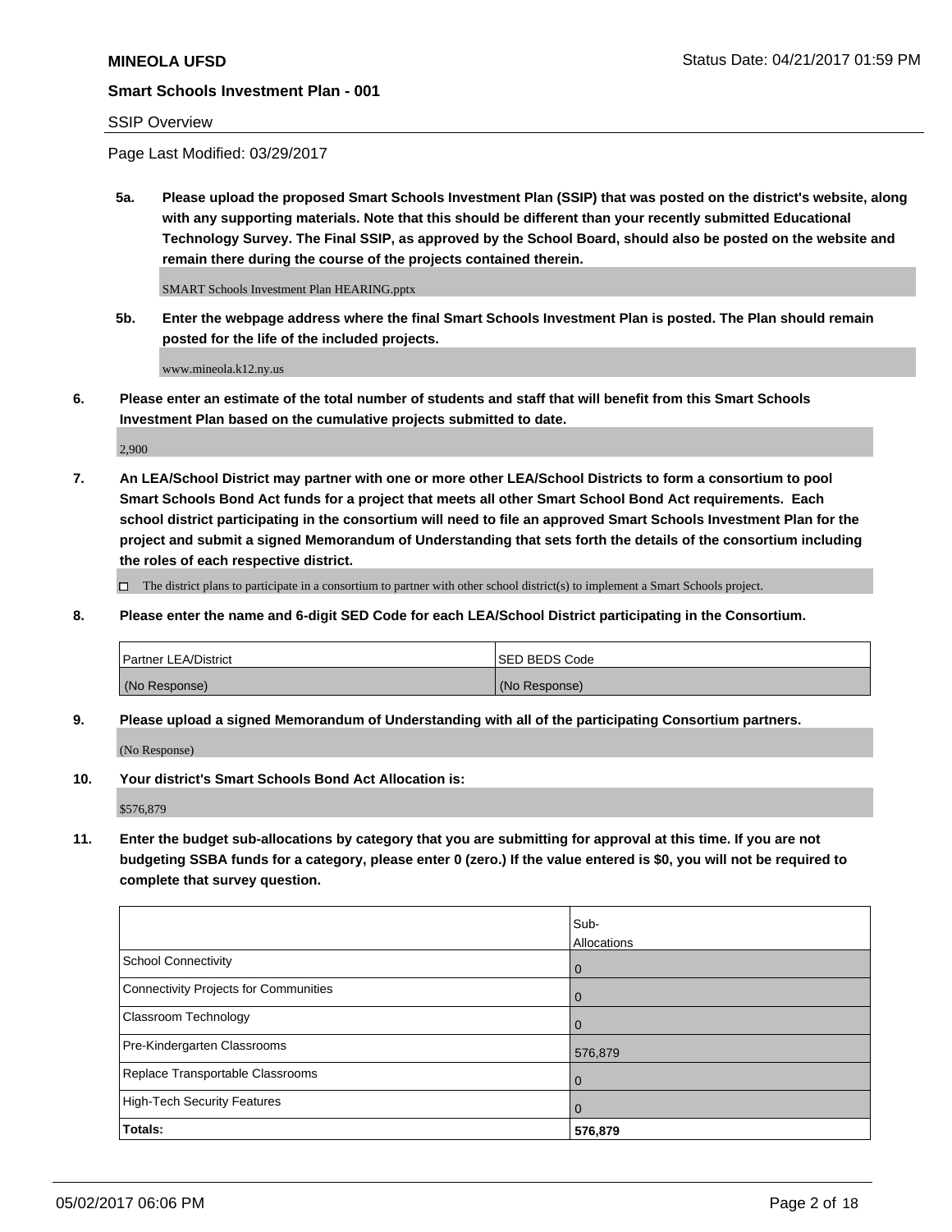**MINEOLA UFSD** Status Date: 04/21/2017 01:59 PM

**Smart Schools Investment Plan - 001**

SSIP Overview

Page Last Modified: 03/29/2017

**5a. Please upload the proposed Smart Schools Investment Plan (SSIP) that was posted on the district's website, along with any supporting materials. Note that this should be different than your recently submitted Educational Technology Survey. The Final SSIP, as approved by the School Board, should also be posted on the website and remain there during the course of the projects contained therein.**

SMART Schools Investment Plan HEARING.pptx

**5b. Enter the webpage address where the final Smart Schools Investment Plan is posted. The Plan should remain posted for the life of the included projects.**

www.mineola.k12.ny.us

**6. Please enter an estimate of the total number of students and staff that will benefit from this Smart Schools Investment Plan based on the cumulative projects submitted to date.**

2,900

**7. An LEA/School District may partner with one or more other LEA/School Districts to form a consortium to pool Smart Schools Bond Act funds for a project that meets all other Smart School Bond Act requirements. Each school district participating in the consortium will need to file an approved Smart Schools Investment Plan for the project and submit a signed Memorandum of Understanding that sets forth the details of the consortium including the roles of each respective district.**

☐ The district plans to participate in a consortium to partner with other school district(s) to implement a Smart Schools project.

**8. Please enter the name and 6-digit SED Code for each LEA/School District participating in the Consortium.**

| Partner LEA/District | SED BEDS Code |
|---|---|
| (No Response) | (No Response) |

**9. Please upload a signed Memorandum of Understanding with all of the participating Consortium partners.**

(No Response)

**10. Your district's Smart Schools Bond Act Allocation is:**

$576,879

**11. Enter the budget sub-allocations by category that you are submitting for approval at this time. If you are not budgeting SSBA funds for a category, please enter 0 (zero.) If the value entered is $0, you will not be required to complete that survey question.**

| | Sub-Allocations |
|---|---|
| School Connectivity | 0 |
| Connectivity Projects for Communities | 0 |
| Classroom Technology | 0 |
| Pre-Kindergarten Classrooms | 576,879 |
| Replace Transportable Classrooms | 0 |
| High-Tech Security Features | 0 |
| **Totals:** | **576,879** |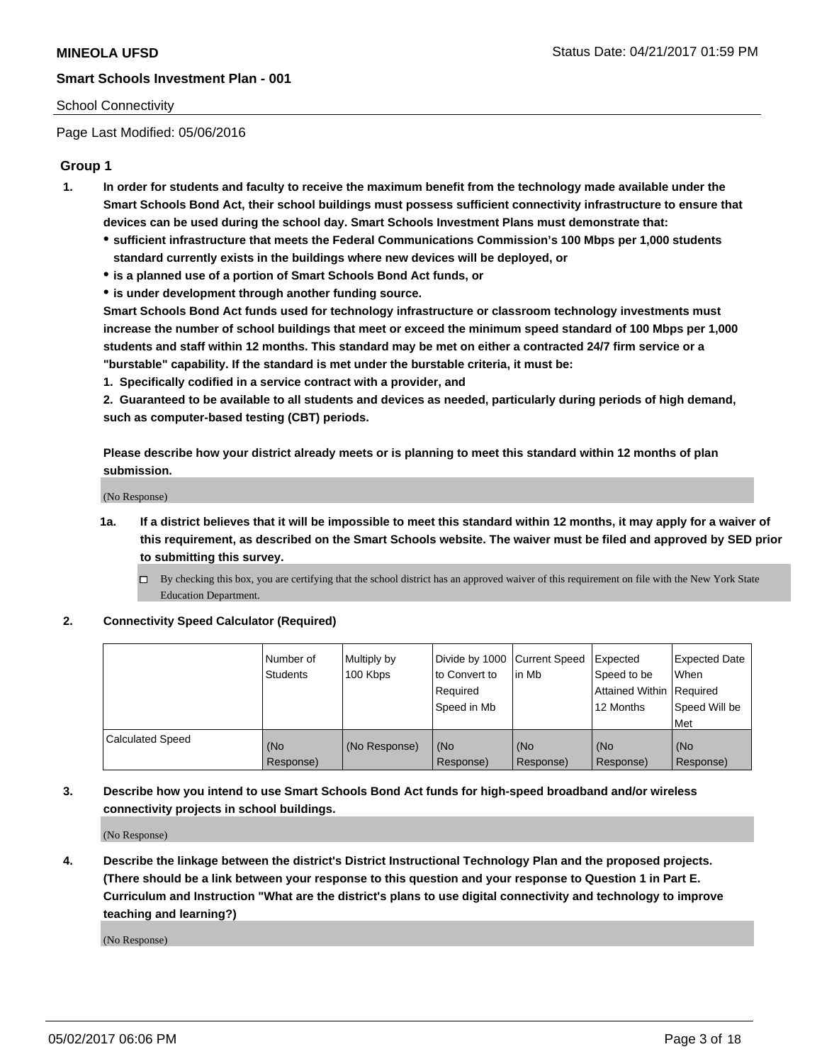School Connectivity

Page Last Modified: 05/06/2016

## Group 1

1. **In order for students and faculty to receive the maximum benefit from the technology made available under the Smart Schools Bond Act, their school buildings must possess sufficient connectivity infrastructure to ensure that devices can be used during the school day. Smart Schools Investment Plans must demonstrate that:**
   - **sufficient infrastructure that meets the Federal Communications Commission's 100 Mbps per 1,000 students standard currently exists in the buildings where new devices will be deployed, or**
   - **is a planned use of a portion of Smart Schools Bond Act funds, or**
   - **is under development through another funding source.**

   **Smart Schools Bond Act funds used for technology infrastructure or classroom technology investments must increase the number of school buildings that meet or exceed the minimum speed standard of 100 Mbps per 1,000 students and staff within 12 months. This standard may be met on either a contracted 24/7 firm service or a "burstable" capability. If the standard is met under the burstable criteria, it must be:**

   **1. Specifically codified in a service contract with a provider, and**

   **2. Guaranteed to be available to all students and devices as needed, particularly during periods of high demand, such as computer-based testing (CBT) periods.**

   **Please describe how your district already meets or is planning to meet this standard within 12 months of plan submission.**

   (No Response)

1a. **If a district believes that it will be impossible to meet this standard within 12 months, it may apply for a waiver of this requirement, as described on the Smart Schools website. The waiver must be filed and approved by SED prior to submitting this survey.**

   ☐ By checking this box, you are certifying that the school district has an approved waiver of this requirement on file with the New York State Education Department.

2. **Connectivity Speed Calculator (Required)**

| | Number of Students | Multiply by 100 Kbps | Divide by 1000 to Convert to Required Speed in Mb | Current Speed in Mb | Expected Speed to be Attained Within 12 Months | Expected Date When Required Speed Will be Met |
|---|---|---|---|---|---|---|
| Calculated Speed | (No Response) | (No Response) | (No Response) | (No Response) | (No Response) | (No Response) |

3. **Describe how you intend to use Smart Schools Bond Act funds for high-speed broadband and/or wireless connectivity projects in school buildings.**

   (No Response)

4. **Describe the linkage between the district's District Instructional Technology Plan and the proposed projects. (There should be a link between your response to this question and your response to Question 1 in Part E. Curriculum and Instruction "What are the district's plans to use digital connectivity and technology to improve teaching and learning?)**

   (No Response)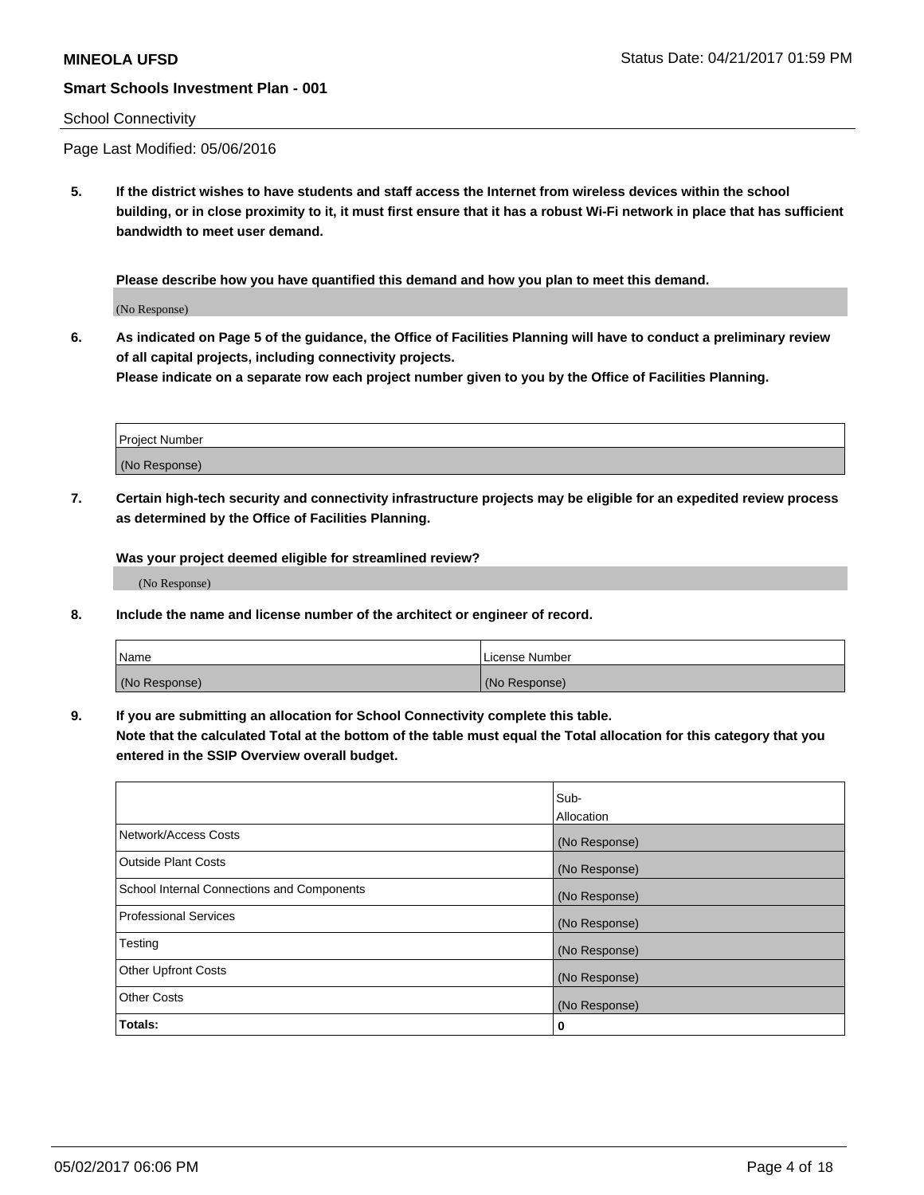**MINEOLA UFSD**

**Smart Schools Investment Plan - 001**

School Connectivity

Page Last Modified: 05/06/2016

**5. If the district wishes to have students and staff access the Internet from wireless devices within the school building, or in close proximity to it, it must first ensure that it has a robust Wi-Fi network in place that has sufficient bandwidth to meet user demand.**

**Please describe how you have quantified this demand and how you plan to meet this demand.**

(No Response)

**6. As indicated on Page 5 of the guidance, the Office of Facilities Planning will have to conduct a preliminary review of all capital projects, including connectivity projects.**
**Please indicate on a separate row each project number given to you by the Office of Facilities Planning.**

| Project Number |
| --- |
| (No Response) |

**7. Certain high-tech security and connectivity infrastructure projects may be eligible for an expedited review process as determined by the Office of Facilities Planning.**

**Was your project deemed eligible for streamlined review?**

(No Response)

**8. Include the name and license number of the architect or engineer of record.**

| Name | License Number |
| --- | --- |
| (No Response) | (No Response) |

**9. If you are submitting an allocation for School Connectivity complete this table.**
**Note that the calculated Total at the bottom of the table must equal the Total allocation for this category that you entered in the SSIP Overview overall budget.**

| | Sub-Allocation |
| --- | --- |
| Network/Access Costs | (No Response) |
| Outside Plant Costs | (No Response) |
| School Internal Connections and Components | (No Response) |
| Professional Services | (No Response) |
| Testing | (No Response) |
| Other Upfront Costs | (No Response) |
| Other Costs | (No Response) |
| **Totals:** | **0** |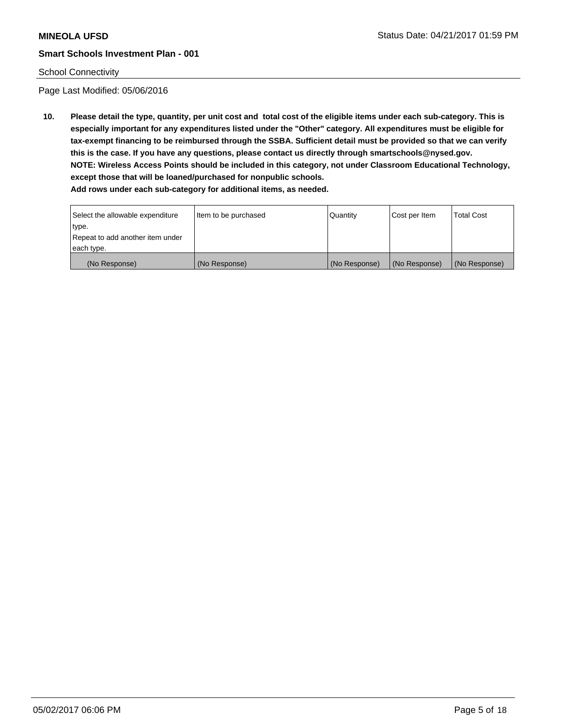**MINEOLA UFSD**

**Smart Schools Investment Plan - 001**

School Connectivity

Page Last Modified: 05/06/2016

**10. Please detail the type, quantity, per unit cost and total cost of the eligible items under each sub-category. This is especially important for any expenditures listed under the "Other" category. All expenditures must be eligible for tax-exempt financing to be reimbursed through the SSBA. Sufficient detail must be provided so that we can verify this is the case. If you have any questions, please contact us directly through smartschools@nysed.gov.**
**NOTE: Wireless Access Points should be included in this category, not under Classroom Educational Technology, except those that will be loaned/purchased for nonpublic schools.**
**Add rows under each sub-category for additional items, as needed.**

| Select the allowable expenditure type. Repeat to add another item under each type. | Item to be purchased | Quantity | Cost per Item | Total Cost |
|---|---|---|---|---|
| (No Response) | (No Response) | (No Response) | (No Response) | (No Response) |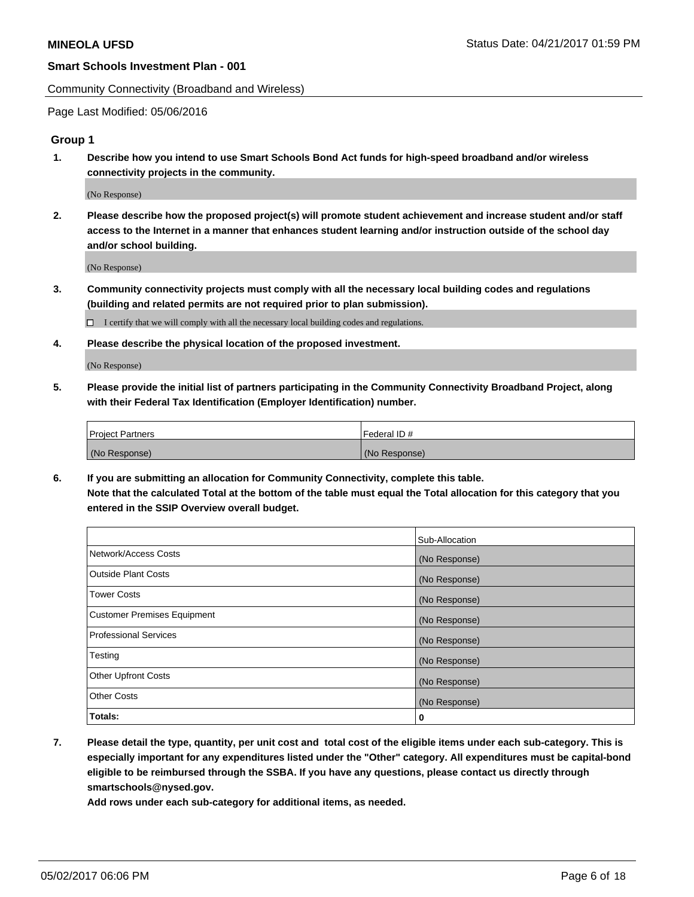**MINEOLA UFSD** Status Date: 04/21/2017 01:59 PM

**Smart Schools Investment Plan - 001**

Community Connectivity (Broadband and Wireless)

Page Last Modified: 05/06/2016

### Group 1

1. **Describe how you intend to use Smart Schools Bond Act funds for high-speed broadband and/or wireless connectivity projects in the community.**

   (No Response)

2. **Please describe how the proposed project(s) will promote student achievement and increase student and/or staff access to the Internet in a manner that enhances student learning and/or instruction outside of the school day and/or school building.**

   (No Response)

3. **Community connectivity projects must comply with all the necessary local building codes and regulations (building and related permits are not required prior to plan submission).**

   ☐ I certify that we will comply with all the necessary local building codes and regulations.

4. **Please describe the physical location of the proposed investment.**

   (No Response)

5. **Please provide the initial list of partners participating in the Community Connectivity Broadband Project, along with their Federal Tax Identification (Employer Identification) number.**

| Project Partners | Federal ID # |
|---|---|
| (No Response) | (No Response) |

6. **If you are submitting an allocation for Community Connectivity, complete this table.**
   **Note that the calculated Total at the bottom of the table must equal the Total allocation for this category that you entered in the SSIP Overview overall budget.**

| | Sub-Allocation |
|---|---|
| Network/Access Costs | (No Response) |
| Outside Plant Costs | (No Response) |
| Tower Costs | (No Response) |
| Customer Premises Equipment | (No Response) |
| Professional Services | (No Response) |
| Testing | (No Response) |
| Other Upfront Costs | (No Response) |
| Other Costs | (No Response) |
| **Totals:** | **0** |

7. **Please detail the type, quantity, per unit cost and total cost of the eligible items under each sub-category. This is especially important for any expenditures listed under the "Other" category. All expenditures must be capital-bond eligible to be reimbursed through the SSBA. If you have any questions, please contact us directly through smartschools@nysed.gov.**
   **Add rows under each sub-category for additional items, as needed.**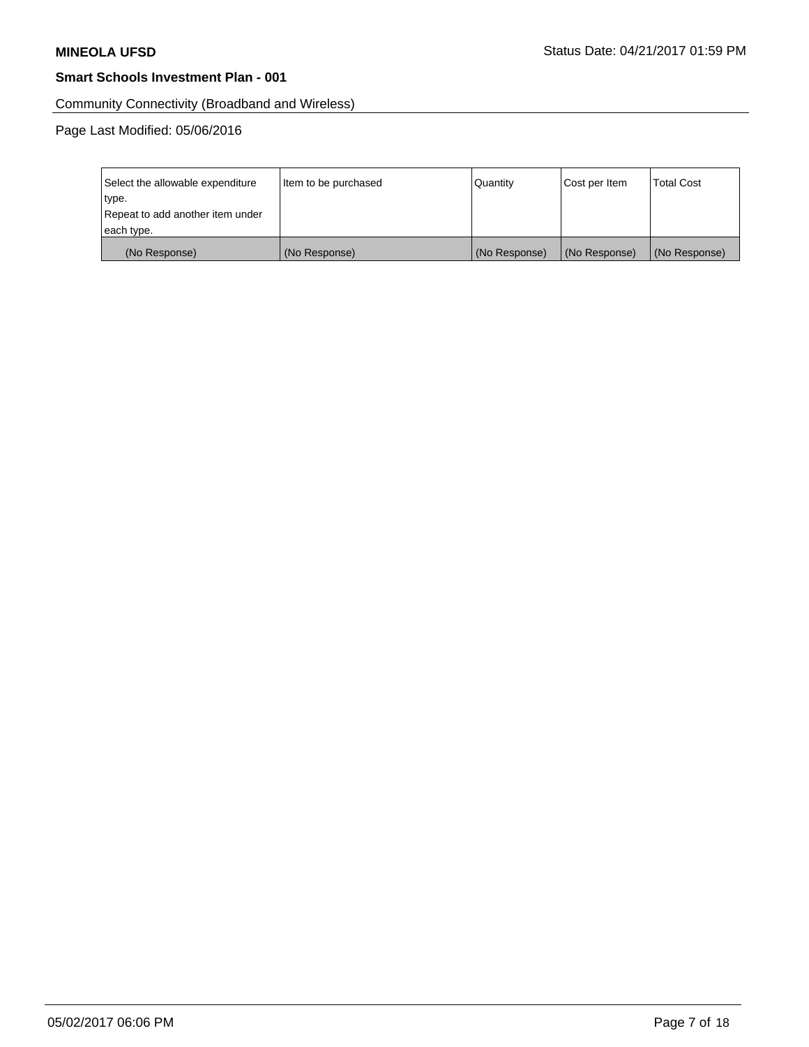Community Connectivity (Broadband and Wireless)

Page Last Modified: 05/06/2016

| Select the allowable expenditure type.<br>Repeat to add another item under each type. | Item to be purchased | Quantity | Cost per Item | Total Cost |
|---|---|---|---|---|
| (No Response) | (No Response) | (No Response) | (No Response) | (No Response) |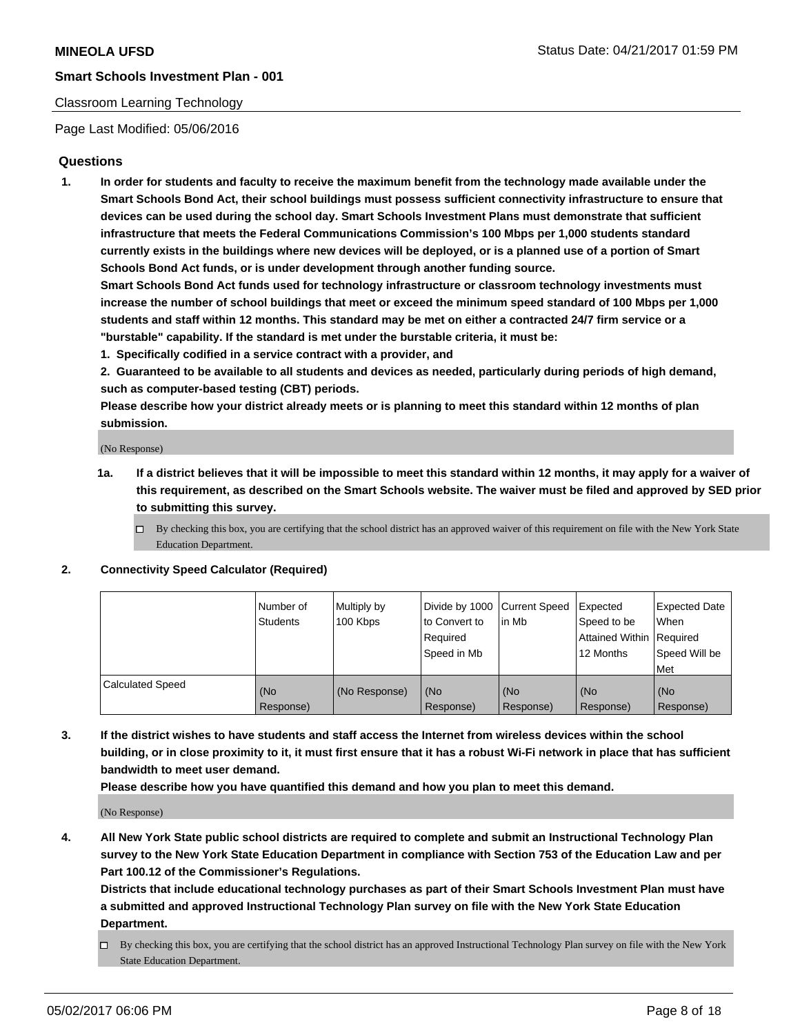Classroom Learning Technology

Page Last Modified: 05/06/2016

## Questions

**1. In order for students and faculty to receive the maximum benefit from the technology made available under the Smart Schools Bond Act, their school buildings must possess sufficient connectivity infrastructure to ensure that devices can be used during the school day. Smart Schools Investment Plans must demonstrate that sufficient infrastructure that meets the Federal Communications Commission's 100 Mbps per 1,000 students standard currently exists in the buildings where new devices will be deployed, or is a planned use of a portion of Smart Schools Bond Act funds, or is under development through another funding source.**

**Smart Schools Bond Act funds used for technology infrastructure or classroom technology investments must increase the number of school buildings that meet or exceed the minimum speed standard of 100 Mbps per 1,000 students and staff within 12 months. This standard may be met on either a contracted 24/7 firm service or a "burstable" capability. If the standard is met under the burstable criteria, it must be:**

**1. Specifically codified in a service contract with a provider, and**

**2. Guaranteed to be available to all students and devices as needed, particularly during periods of high demand, such as computer-based testing (CBT) periods.**

**Please describe how your district already meets or is planning to meet this standard within 12 months of plan submission.**

(No Response)

**1a. If a district believes that it will be impossible to meet this standard within 12 months, it may apply for a waiver of this requirement, as described on the Smart Schools website. The waiver must be filed and approved by SED prior to submitting this survey.**

☐ By checking this box, you are certifying that the school district has an approved waiver of this requirement on file with the New York State Education Department.

**2. Connectivity Speed Calculator (Required)**

| | Number of Students | Multiply by 100 Kbps | Divide by 1000 to Convert to Required Speed in Mb | Current Speed in Mb | Expected Speed to be Attained Within 12 Months | Expected Date When Required Speed Will be Met |
|---|---|---|---|---|---|---|
| Calculated Speed | (No Response) | (No Response) | (No Response) | (No Response) | (No Response) | (No Response) |

**3. If the district wishes to have students and staff access the Internet from wireless devices within the school building, or in close proximity to it, it must first ensure that it has a robust Wi-Fi network in place that has sufficient bandwidth to meet user demand.**

**Please describe how you have quantified this demand and how you plan to meet this demand.**

(No Response)

**4. All New York State public school districts are required to complete and submit an Instructional Technology Plan survey to the New York State Education Department in compliance with Section 753 of the Education Law and per Part 100.12 of the Commissioner's Regulations.**

**Districts that include educational technology purchases as part of their Smart Schools Investment Plan must have a submitted and approved Instructional Technology Plan survey on file with the New York State Education Department.**

☐ By checking this box, you are certifying that the school district has an approved Instructional Technology Plan survey on file with the New York State Education Department.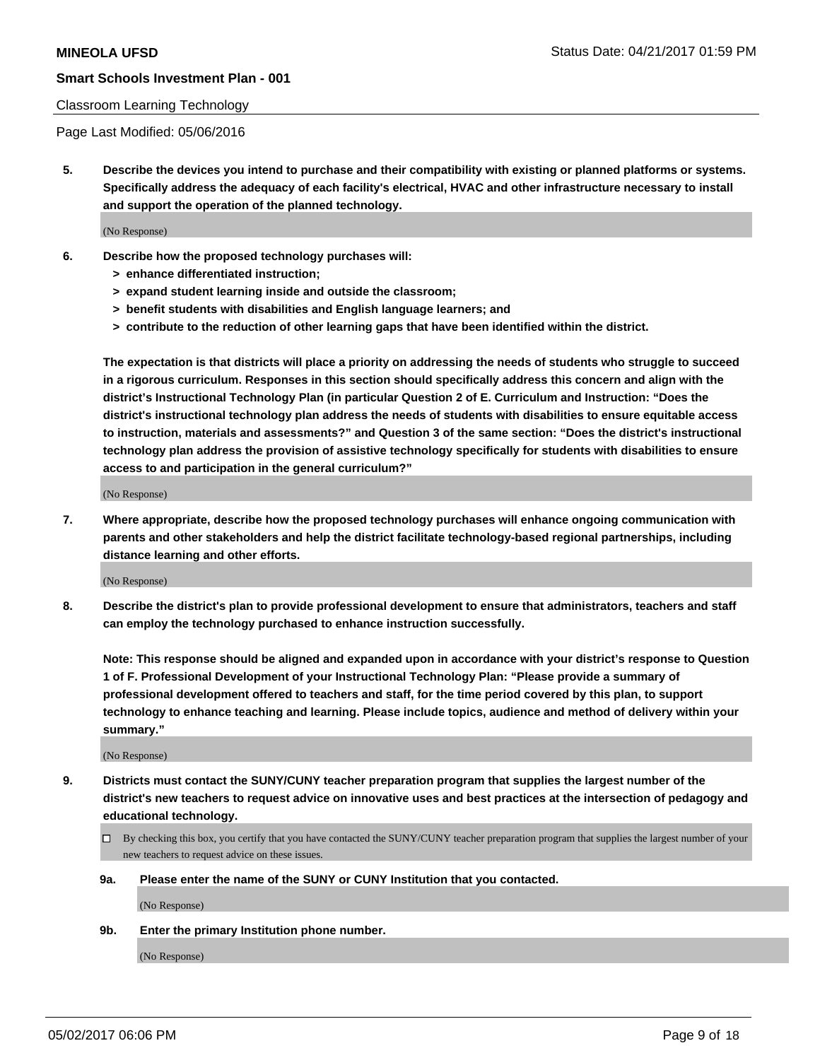Classroom Learning Technology

Page Last Modified: 05/06/2016

**5. Describe the devices you intend to purchase and their compatibility with existing or planned platforms or systems. Specifically address the adequacy of each facility's electrical, HVAC and other infrastructure necessary to install and support the operation of the planned technology.**

(No Response)

**6. Describe how the proposed technology purchases will:**
**> enhance differentiated instruction;**
**> expand student learning inside and outside the classroom;**
**> benefit students with disabilities and English language learners; and**
**> contribute to the reduction of other learning gaps that have been identified within the district.**

**The expectation is that districts will place a priority on addressing the needs of students who struggle to succeed in a rigorous curriculum. Responses in this section should specifically address this concern and align with the district's Instructional Technology Plan (in particular Question 2 of E. Curriculum and Instruction: "Does the district's instructional technology plan address the needs of students with disabilities to ensure equitable access to instruction, materials and assessments?" and Question 3 of the same section: "Does the district's instructional technology plan address the provision of assistive technology specifically for students with disabilities to ensure access to and participation in the general curriculum?"**

(No Response)

**7. Where appropriate, describe how the proposed technology purchases will enhance ongoing communication with parents and other stakeholders and help the district facilitate technology-based regional partnerships, including distance learning and other efforts.**

(No Response)

**8. Describe the district's plan to provide professional development to ensure that administrators, teachers and staff can employ the technology purchased to enhance instruction successfully.**

**Note: This response should be aligned and expanded upon in accordance with your district's response to Question 1 of F. Professional Development of your Instructional Technology Plan: "Please provide a summary of professional development offered to teachers and staff, for the time period covered by this plan, to support technology to enhance teaching and learning. Please include topics, audience and method of delivery within your summary."**

(No Response)

**9. Districts must contact the SUNY/CUNY teacher preparation program that supplies the largest number of the district's new teachers to request advice on innovative uses and best practices at the intersection of pedagogy and educational technology.**

☐ By checking this box, you certify that you have contacted the SUNY/CUNY teacher preparation program that supplies the largest number of your new teachers to request advice on these issues.

**9a. Please enter the name of the SUNY or CUNY Institution that you contacted.**

(No Response)

**9b. Enter the primary Institution phone number.**

(No Response)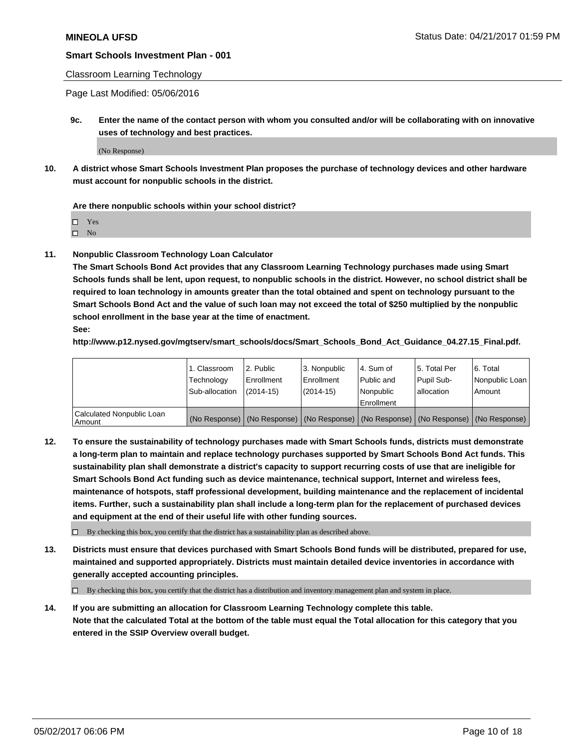**MINEOLA UFSD** Status Date: 04/21/2017 01:59 PM

**Smart Schools Investment Plan - 001**

Classroom Learning Technology

Page Last Modified: 05/06/2016

**9c. Enter the name of the contact person with whom you consulted and/or will be collaborating with on innovative uses of technology and best practices.**

(No Response)

**10. A district whose Smart Schools Investment Plan proposes the purchase of technology devices and other hardware must account for nonpublic schools in the district.**

**Are there nonpublic schools within your school district?**

- ☐ Yes
- ☐ No

**11. Nonpublic Classroom Technology Loan Calculator**

**The Smart Schools Bond Act provides that any Classroom Learning Technology purchases made using Smart Schools funds shall be lent, upon request, to nonpublic schools in the district. However, no school district shall be required to loan technology in amounts greater than the total obtained and spent on technology pursuant to the Smart Schools Bond Act and the value of such loan may not exceed the total of $250 multiplied by the nonpublic school enrollment in the base year at the time of enactment.**

**See:**

**http://www.p12.nysed.gov/mgtserv/smart_schools/docs/Smart_Schools_Bond_Act_Guidance_04.27.15_Final.pdf.**

| | 1. Classroom Technology Sub-allocation | 2. Public Enrollment (2014-15) | 3. Nonpublic Enrollment (2014-15) | 4. Sum of Public and Nonpublic Enrollment | 5. Total Per Pupil Sub-allocation | 6. Total Nonpublic Loan Amount |
|---|---|---|---|---|---|---|
| Calculated Nonpublic Loan Amount | (No Response) | (No Response) | (No Response) | (No Response) | (No Response) | (No Response) |

**12. To ensure the sustainability of technology purchases made with Smart Schools funds, districts must demonstrate a long-term plan to maintain and replace technology purchases supported by Smart Schools Bond Act funds. This sustainability plan shall demonstrate a district's capacity to support recurring costs of use that are ineligible for Smart Schools Bond Act funding such as device maintenance, technical support, Internet and wireless fees, maintenance of hotspots, staff professional development, building maintenance and the replacement of incidental items. Further, such a sustainability plan shall include a long-term plan for the replacement of purchased devices and equipment at the end of their useful life with other funding sources.**

☐ By checking this box, you certify that the district has a sustainability plan as described above.

**13. Districts must ensure that devices purchased with Smart Schools Bond funds will be distributed, prepared for use, maintained and supported appropriately. Districts must maintain detailed device inventories in accordance with generally accepted accounting principles.**

☐ By checking this box, you certify that the district has a distribution and inventory management plan and system in place.

**14. If you are submitting an allocation for Classroom Learning Technology complete this table. Note that the calculated Total at the bottom of the table must equal the Total allocation for this category that you entered in the SSIP Overview overall budget.**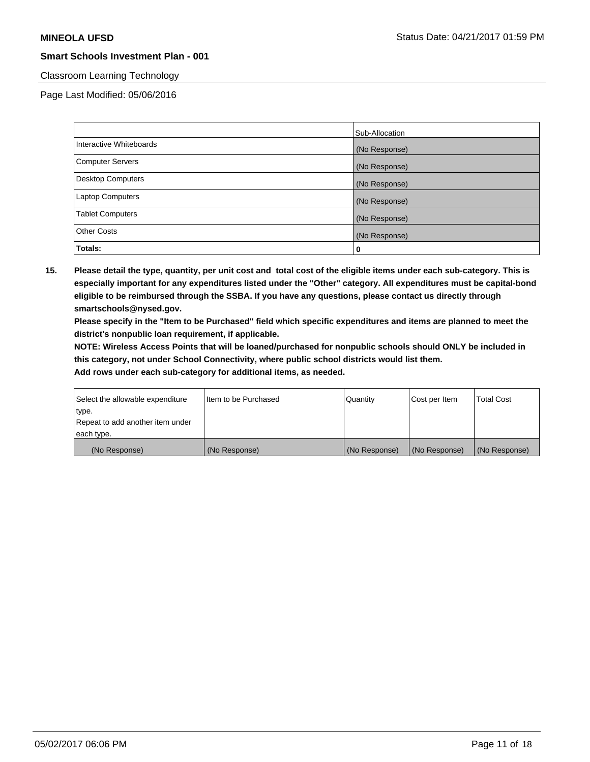**MINEOLA UFSD**

**Smart Schools Investment Plan - 001**

Classroom Learning Technology

Page Last Modified: 05/06/2016

| | Sub-Allocation |
|---|---|
| Interactive Whiteboards | (No Response) |
| Computer Servers | (No Response) |
| Desktop Computers | (No Response) |
| Laptop Computers | (No Response) |
| Tablet Computers | (No Response) |
| Other Costs | (No Response) |
| **Totals:** | **0** |

**15. Please detail the type, quantity, per unit cost and total cost of the eligible items under each sub-category. This is especially important for any expenditures listed under the "Other" category. All expenditures must be capital-bond eligible to be reimbursed through the SSBA. If you have any questions, please contact us directly through smartschools@nysed.gov.**

**Please specify in the "Item to be Purchased" field which specific expenditures and items are planned to meet the district's nonpublic loan requirement, if applicable.**

**NOTE: Wireless Access Points that will be loaned/purchased for nonpublic schools should ONLY be included in this category, not under School Connectivity, where public school districts would list them.**

**Add rows under each sub-category for additional items, as needed.**

| Select the allowable expenditure type. Repeat to add another item under each type. | Item to be Purchased | Quantity | Cost per Item | Total Cost |
|---|---|---|---|---|
| (No Response) | (No Response) | (No Response) | (No Response) | (No Response) |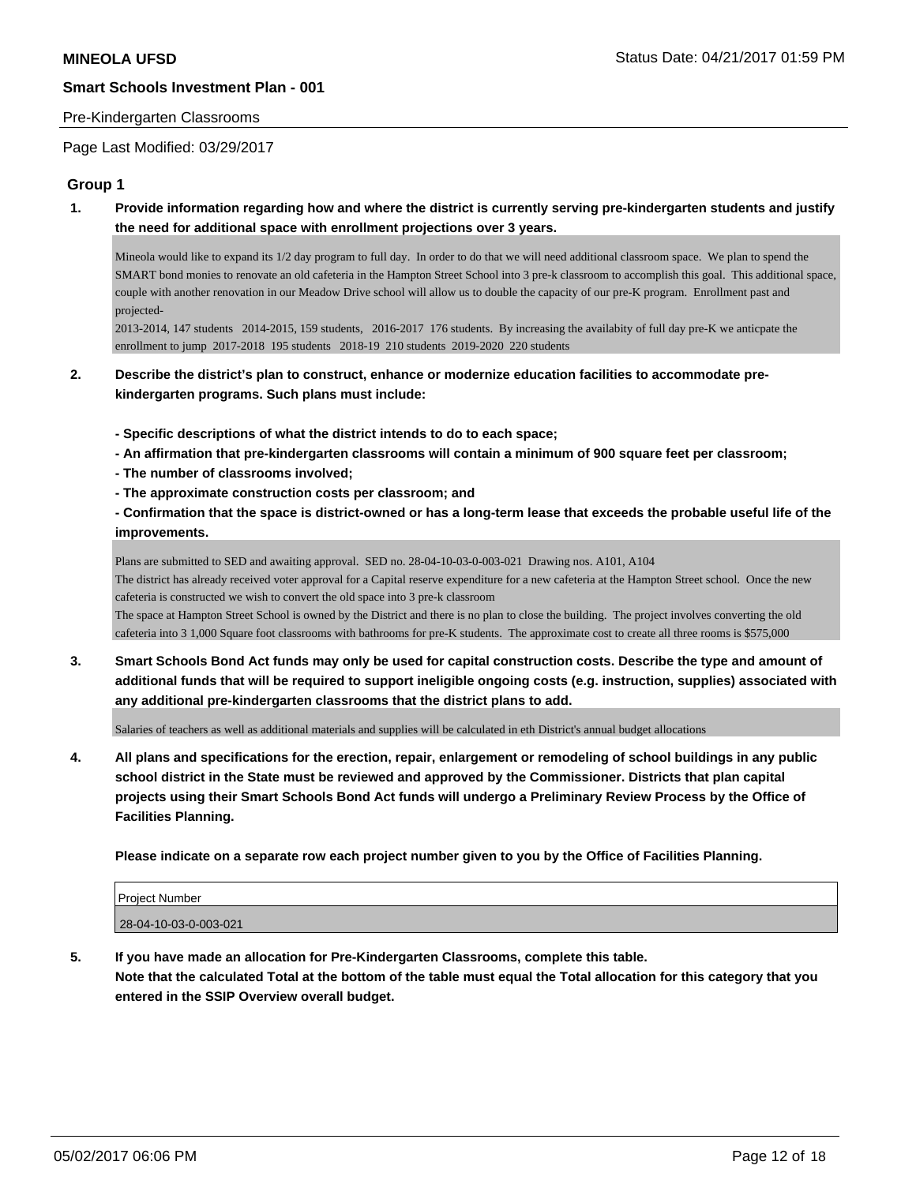Pre-Kindergarten Classrooms

Page Last Modified: 03/29/2017

## Group 1

**1. Provide information regarding how and where the district is currently serving pre-kindergarten students and justify the need for additional space with enrollment projections over 3 years.**

Mineola would like to expand its 1/2 day program to full day. In order to do that we will need additional classroom space. We plan to spend the SMART bond monies to renovate an old cafeteria in the Hampton Street School into 3 pre-k classroom to accomplish this goal. This additional space, couple with another renovation in our Meadow Drive school will allow us to double the capacity of our pre-K program. Enrollment past and projected-
2013-2014, 147 students 2014-2015, 159 students, 2016-2017 176 students. By increasing the availabity of full day pre-K we anticpate the enrollment to jump 2017-2018 195 students 2018-19 210 students 2019-2020 220 students

**2. Describe the district's plan to construct, enhance or modernize education facilities to accommodate pre-kindergarten programs. Such plans must include:**

**- Specific descriptions of what the district intends to do to each space;**

**- An affirmation that pre-kindergarten classrooms will contain a minimum of 900 square feet per classroom;**

**- The number of classrooms involved;**

**- The approximate construction costs per classroom; and**

**- Confirmation that the space is district-owned or has a long-term lease that exceeds the probable useful life of the improvements.**

Plans are submitted to SED and awaiting approval. SED no. 28-04-10-03-0-003-021 Drawing nos. A101, A104
The district has already received voter approval for a Capital reserve expenditure for a new cafeteria at the Hampton Street school. Once the new cafeteria is constructed we wish to convert the old space into 3 pre-k classroom
The space at Hampton Street School is owned by the District and there is no plan to close the building. The project involves converting the old cafeteria into 3 1,000 Square foot classrooms with bathrooms for pre-K students. The approximate cost to create all three rooms is $575,000

**3. Smart Schools Bond Act funds may only be used for capital construction costs. Describe the type and amount of additional funds that will be required to support ineligible ongoing costs (e.g. instruction, supplies) associated with any additional pre-kindergarten classrooms that the district plans to add.**

Salaries of teachers as well as additional materials and supplies will be calculated in eth District's annual budget allocations

**4. All plans and specifications for the erection, repair, enlargement or remodeling of school buildings in any public school district in the State must be reviewed and approved by the Commissioner. Districts that plan capital projects using their Smart Schools Bond Act funds will undergo a Preliminary Review Process by the Office of Facilities Planning.**

**Please indicate on a separate row each project number given to you by the Office of Facilities Planning.**

| Project Number |
| --- |
| 28-04-10-03-0-003-021 |

**5. If you have made an allocation for Pre-Kindergarten Classrooms, complete this table. Note that the calculated Total at the bottom of the table must equal the Total allocation for this category that you entered in the SSIP Overview overall budget.**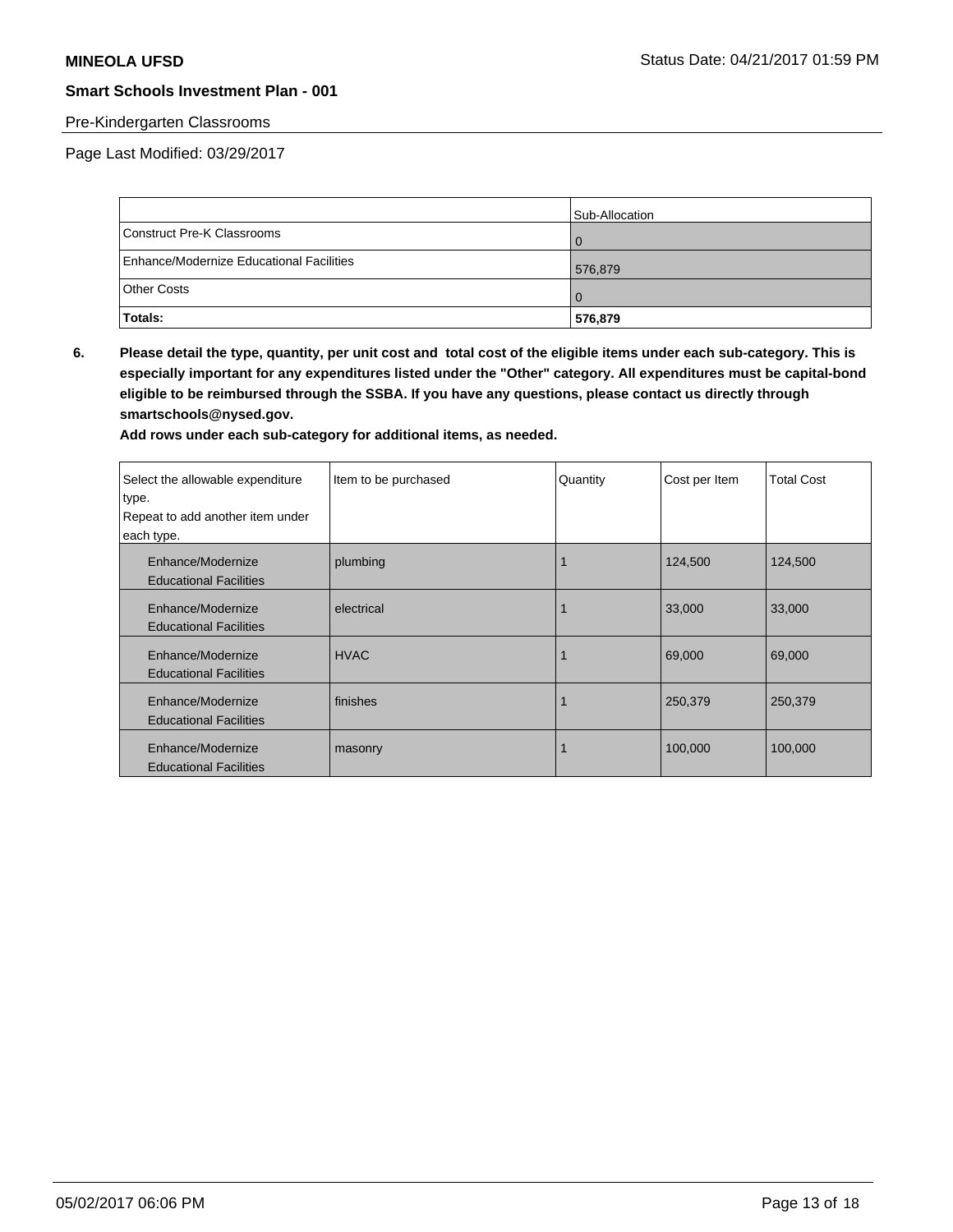**MINEOLA UFSD**

**Smart Schools Investment Plan - 001**

Pre-Kindergarten Classrooms

Page Last Modified: 03/29/2017

| | Sub-Allocation |
|---|---|
| Construct Pre-K Classrooms | 0 |
| Enhance/Modernize Educational Facilities | 576,879 |
| Other Costs | 0 |
| **Totals:** | **576,879** |

**6. Please detail the type, quantity, per unit cost and total cost of the eligible items under each sub-category. This is especially important for any expenditures listed under the "Other" category. All expenditures must be capital-bond eligible to be reimbursed through the SSBA. If you have any questions, please contact us directly through smartschools@nysed.gov.**

**Add rows under each sub-category for additional items, as needed.**

| Select the allowable expenditure type. Repeat to add another item under each type. | Item to be purchased | Quantity | Cost per Item | Total Cost |
|---|---|---|---|---|
| Enhance/Modernize Educational Facilities | plumbing | 1 | 124,500 | 124,500 |
| Enhance/Modernize Educational Facilities | electrical | 1 | 33,000 | 33,000 |
| Enhance/Modernize Educational Facilities | HVAC | 1 | 69,000 | 69,000 |
| Enhance/Modernize Educational Facilities | finishes | 1 | 250,379 | 250,379 |
| Enhance/Modernize Educational Facilities | masonry | 1 | 100,000 | 100,000 |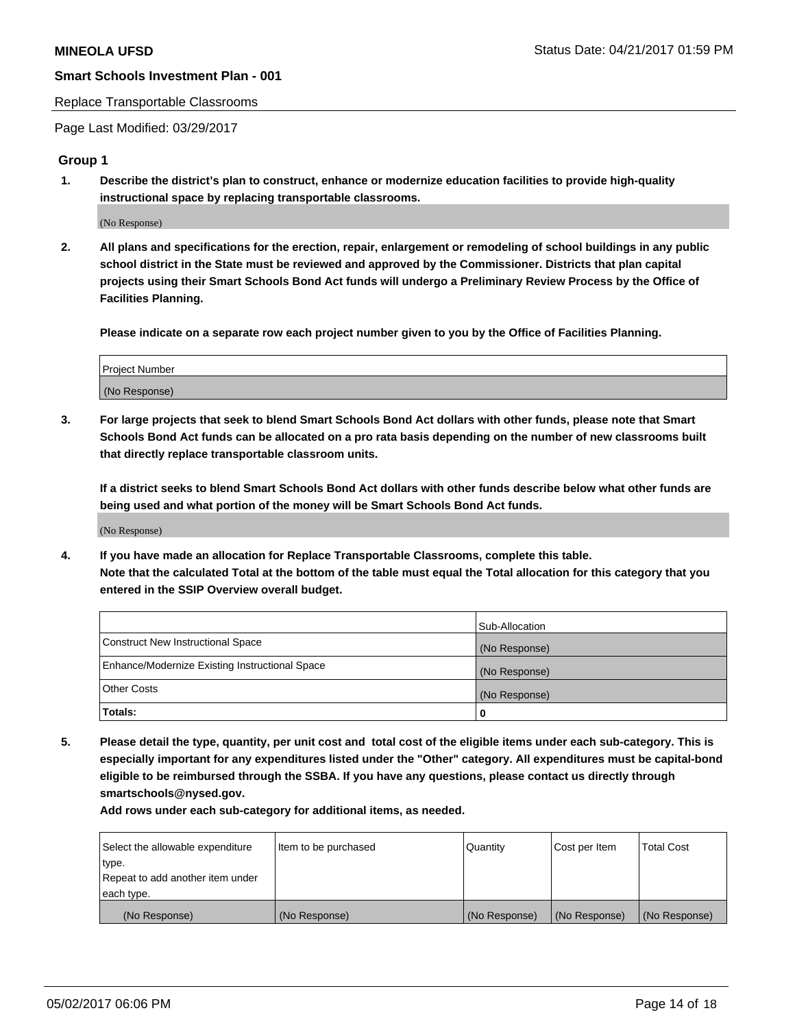Replace Transportable Classrooms

Page Last Modified: 03/29/2017

## Group 1

**1. Describe the district's plan to construct, enhance or modernize education facilities to provide high-quality instructional space by replacing transportable classrooms.**

(No Response)

**2. All plans and specifications for the erection, repair, enlargement or remodeling of school buildings in any public school district in the State must be reviewed and approved by the Commissioner. Districts that plan capital projects using their Smart Schools Bond Act funds will undergo a Preliminary Review Process by the Office of Facilities Planning.**

**Please indicate on a separate row each project number given to you by the Office of Facilities Planning.**

| Project Number |
| --- |
| (No Response) |

**3. For large projects that seek to blend Smart Schools Bond Act dollars with other funds, please note that Smart Schools Bond Act funds can be allocated on a pro rata basis depending on the number of new classrooms built that directly replace transportable classroom units.**

**If a district seeks to blend Smart Schools Bond Act dollars with other funds describe below what other funds are being used and what portion of the money will be Smart Schools Bond Act funds.**

(No Response)

**4. If you have made an allocation for Replace Transportable Classrooms, complete this table. Note that the calculated Total at the bottom of the table must equal the Total allocation for this category that you entered in the SSIP Overview overall budget.**

| | Sub-Allocation |
| --- | --- |
| Construct New Instructional Space | (No Response) |
| Enhance/Modernize Existing Instructional Space | (No Response) |
| Other Costs | (No Response) |
| **Totals:** | **0** |

**5. Please detail the type, quantity, per unit cost and total cost of the eligible items under each sub-category. This is especially important for any expenditures listed under the "Other" category. All expenditures must be capital-bond eligible to be reimbursed through the SSBA. If you have any questions, please contact us directly through smartschools@nysed.gov.**

**Add rows under each sub-category for additional items, as needed.**

| Select the allowable expenditure type. Repeat to add another item under each type. | Item to be purchased | Quantity | Cost per Item | Total Cost |
| --- | --- | --- | --- | --- |
| (No Response) | (No Response) | (No Response) | (No Response) | (No Response) |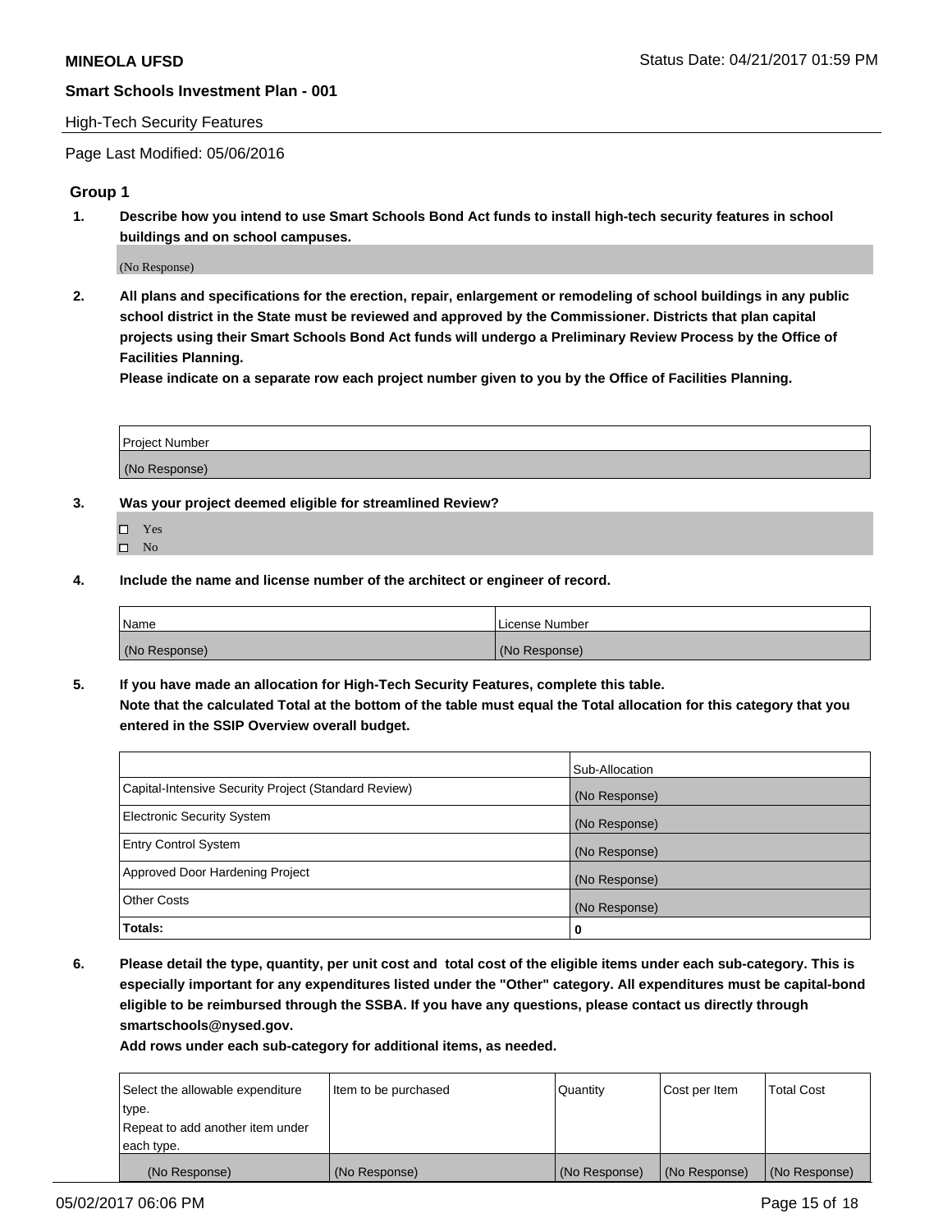High-Tech Security Features

Page Last Modified: 05/06/2016

## Group 1

**1. Describe how you intend to use Smart Schools Bond Act funds to install high-tech security features in school buildings and on school campuses.**

(No Response)

**2. All plans and specifications for the erection, repair, enlargement or remodeling of school buildings in any public school district in the State must be reviewed and approved by the Commissioner. Districts that plan capital projects using their Smart Schools Bond Act funds will undergo a Preliminary Review Process by the Office of Facilities Planning.**

**Please indicate on a separate row each project number given to you by the Office of Facilities Planning.**

| Project Number |
| --- |
| (No Response) |

**3. Was your project deemed eligible for streamlined Review?**

- ☐ Yes
- ☐ No

**4. Include the name and license number of the architect or engineer of record.**

| Name | License Number |
| --- | --- |
| (No Response) | (No Response) |

**5. If you have made an allocation for High-Tech Security Features, complete this table.**
**Note that the calculated Total at the bottom of the table must equal the Total allocation for this category that you entered in the SSIP Overview overall budget.**

| | Sub-Allocation |
| --- | --- |
| Capital-Intensive Security Project (Standard Review) | (No Response) |
| Electronic Security System | (No Response) |
| Entry Control System | (No Response) |
| Approved Door Hardening Project | (No Response) |
| Other Costs | (No Response) |
| **Totals:** | **0** |

**6. Please detail the type, quantity, per unit cost and total cost of the eligible items under each sub-category. This is especially important for any expenditures listed under the "Other" category. All expenditures must be capital-bond eligible to be reimbursed through the SSBA. If you have any questions, please contact us directly through smartschools@nysed.gov.**

**Add rows under each sub-category for additional items, as needed.**

| Select the allowable expenditure type. Repeat to add another item under each type. | Item to be purchased | Quantity | Cost per Item | Total Cost |
| --- | --- | --- | --- | --- |
| (No Response) | (No Response) | (No Response) | (No Response) | (No Response) |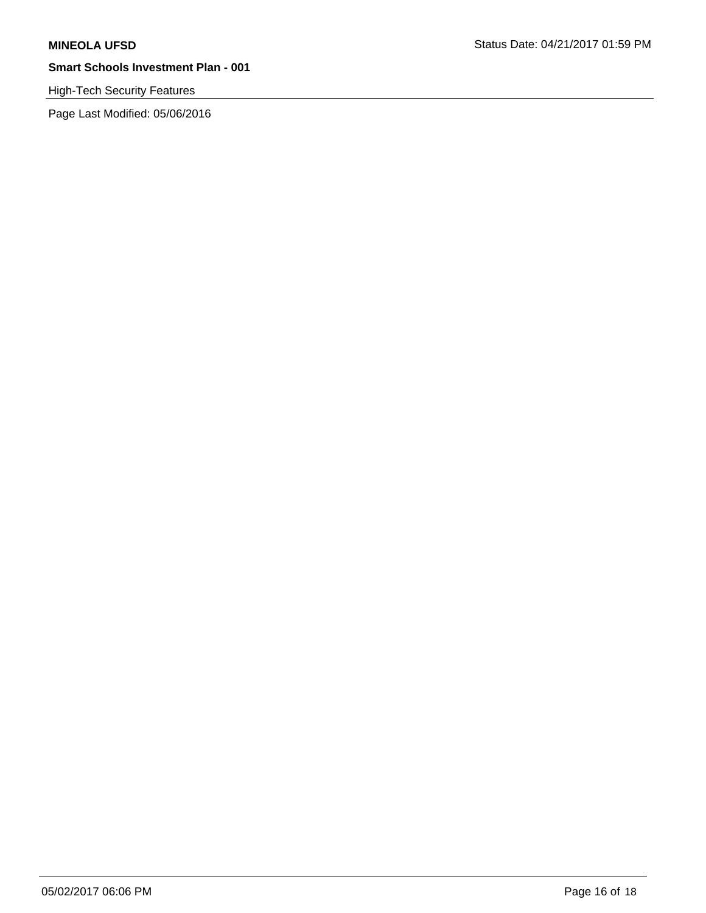**MINEOLA UFSD**

Status Date: 04/21/2017 01:59 PM

**Smart Schools Investment Plan - 001**

High-Tech Security Features

Page Last Modified: 05/06/2016